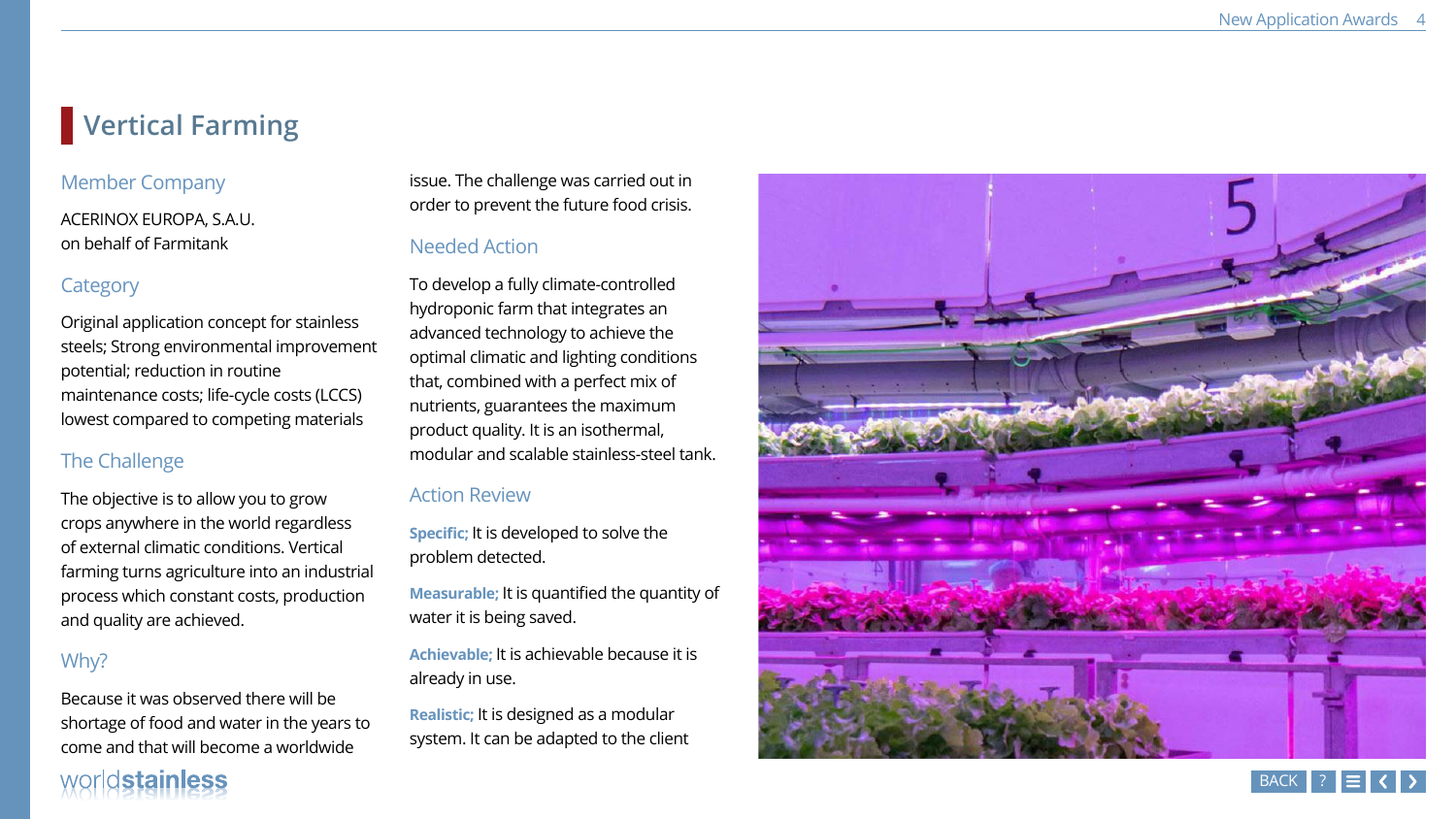# Vertical Farming

## Member Company

ACERINOX EUROPA, S.A.U.
on behalf of Farmitank

## Category

Original application concept for stainless steels; Strong environmental improvement potential; reduction in routine maintenance costs; life-cycle costs (LCCS) lowest compared to competing materials

## The Challenge

The objective is to allow you to grow crops anywhere in the world regardless of external climatic conditions. Vertical farming turns agriculture into an industrial process which constant costs, production and quality are achieved.

## Why?

Because it was observed there will be shortage of food and water in the years to come and that will become a worldwide issue. The challenge was carried out in order to prevent the future food crisis.

## Needed Action

To develop a fully climate-controlled hydroponic farm that integrates an advanced technology to achieve the optimal climatic and lighting conditions that, combined with a perfect mix of nutrients, guarantees the maximum product quality. It is an isothermal, modular and scalable stainless-steel tank.

## Action Review

**Specific;** It is developed to solve the problem detected.

**Measurable;** It is quantified the quantity of water it is being saved.

**Achievable;** It is achievable because it is already in use.

**Realistic;** It is designed as a modular system. It can be adapted to the client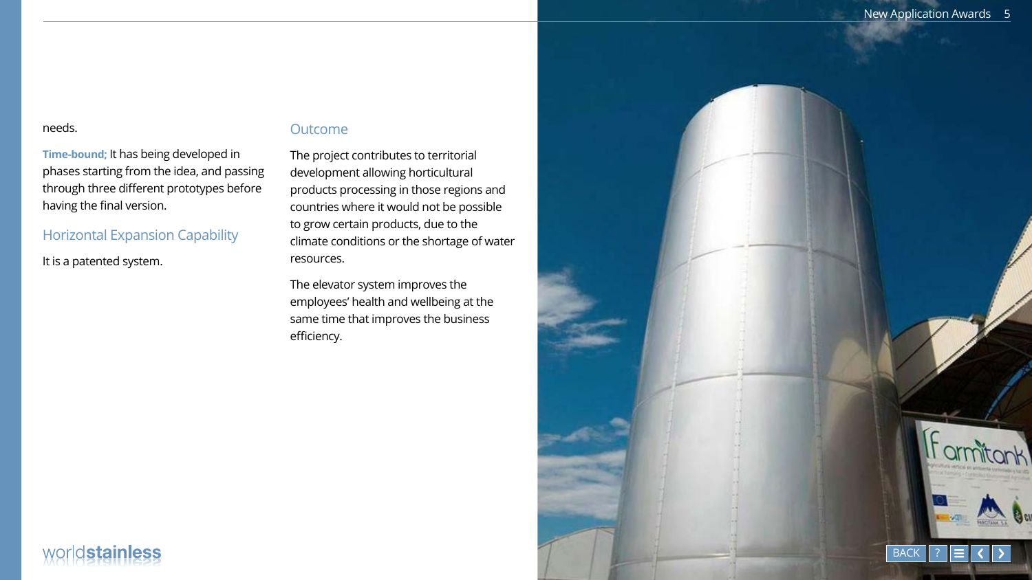needs.

**Time-bound;** It has being developed in phases starting from the idea, and passing through three different prototypes before having the final version.

## Horizontal Expansion Capability

It is a patented system.

## Outcome

The project contributes to territorial development allowing horticultural products processing in those regions and countries where it would not be possible to grow certain products, due to the climate conditions or the shortage of water resources.

The elevator system improves the employees' health and wellbeing at the same time that improves the business efficiency.